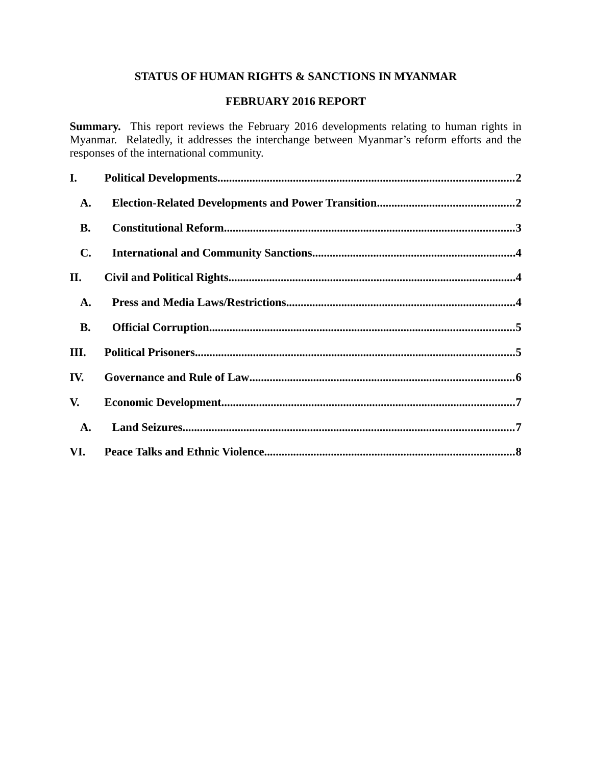# STATUS OF HUMAN RIGHTS & SANCTIONS IN MYANMAR

## FEBRUARY 2016 REPORT

**Summary.** This report reviews the February 2016 developments relating to human rights in Myanmar. Relatedly, it addresses the interchange between Myanmar's reform efforts and the responses of the international community.

**I. Political Developments....................................................................................................2**

- **A. Election-Related Developments and Power Transition...............................................2**
- **B. Constitutional Reform...................................................................................................3**
- **C. International and Community Sanctions.....................................................................4**

**II. Civil and Political Rights..................................................................................................4**

- **A. Press and Media Laws/Restrictions..............................................................................4**
- **B. Official Corruption........................................................................................................5**

**III. Political Prisoners.............................................................................................................5**

**IV. Governance and Rule of Law..........................................................................................6**

**V. Economic Development....................................................................................................7**

- **A. Land Seizures.................................................................................................................7**

**VI. Peace Talks and Ethnic Violence.....................................................................................8**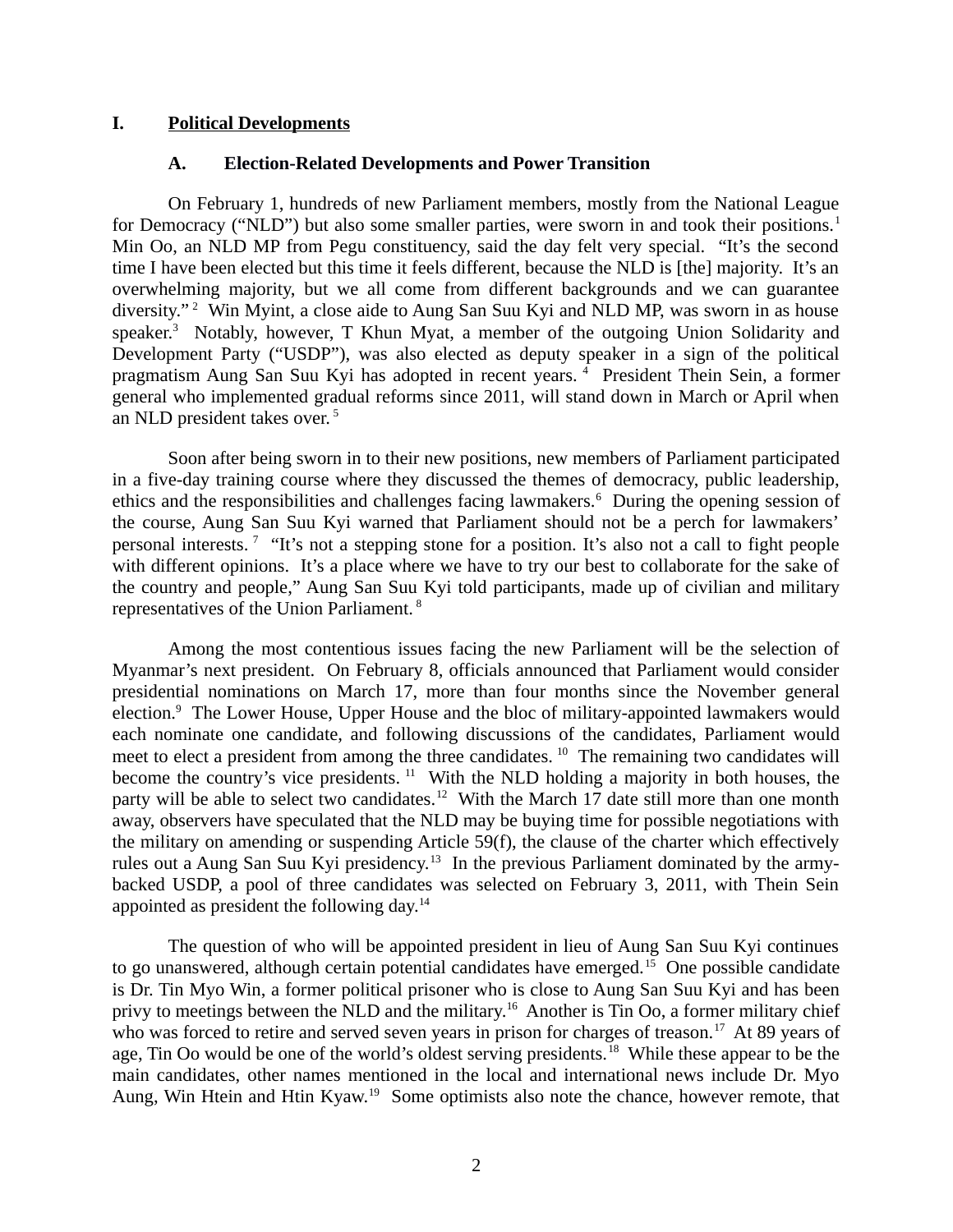## I. Political Developments

### A. Election-Related Developments and Power Transition

On February 1, hundreds of new Parliament members, mostly from the National League for Democracy ("NLD") but also some smaller parties, were sworn in and took their positions.[1] Min Oo, an NLD MP from Pegu constituency, said the day felt very special. "It's the second time I have been elected but this time it feels different, because the NLD is [the] majority. It's an overwhelming majority, but we all come from different backgrounds and we can guarantee diversity."[2] Win Myint, a close aide to Aung San Suu Kyi and NLD MP, was sworn in as house speaker.[3] Notably, however, T Khun Myat, a member of the outgoing Union Solidarity and Development Party ("USDP"), was also elected as deputy speaker in a sign of the political pragmatism Aung San Suu Kyi has adopted in recent years.[4] President Thein Sein, a former general who implemented gradual reforms since 2011, will stand down in March or April when an NLD president takes over.[5]

Soon after being sworn in to their new positions, new members of Parliament participated in a five-day training course where they discussed the themes of democracy, public leadership, ethics and the responsibilities and challenges facing lawmakers.[6] During the opening session of the course, Aung San Suu Kyi warned that Parliament should not be a perch for lawmakers' personal interests.[7] "It's not a stepping stone for a position. It's also not a call to fight people with different opinions. It's a place where we have to try our best to collaborate for the sake of the country and people," Aung San Suu Kyi told participants, made up of civilian and military representatives of the Union Parliament.[8]

Among the most contentious issues facing the new Parliament will be the selection of Myanmar's next president. On February 8, officials announced that Parliament would consider presidential nominations on March 17, more than four months since the November general election.[9] The Lower House, Upper House and the bloc of military-appointed lawmakers would each nominate one candidate, and following discussions of the candidates, Parliament would meet to elect a president from among the three candidates.[10] The remaining two candidates will become the country's vice presidents.[11] With the NLD holding a majority in both houses, the party will be able to select two candidates.[12] With the March 17 date still more than one month away, observers have speculated that the NLD may be buying time for possible negotiations with the military on amending or suspending Article 59(f), the clause of the charter which effectively rules out a Aung San Suu Kyi presidency.[13] In the previous Parliament dominated by the army-backed USDP, a pool of three candidates was selected on February 3, 2011, with Thein Sein appointed as president the following day.[14]

The question of who will be appointed president in lieu of Aung San Suu Kyi continues to go unanswered, although certain potential candidates have emerged.[15] One possible candidate is Dr. Tin Myo Win, a former political prisoner who is close to Aung San Suu Kyi and has been privy to meetings between the NLD and the military.[16] Another is Tin Oo, a former military chief who was forced to retire and served seven years in prison for charges of treason.[17] At 89 years of age, Tin Oo would be one of the world's oldest serving presidents.[18] While these appear to be the main candidates, other names mentioned in the local and international news include Dr. Myo Aung, Win Htein and Htin Kyaw.[19] Some optimists also note the chance, however remote, that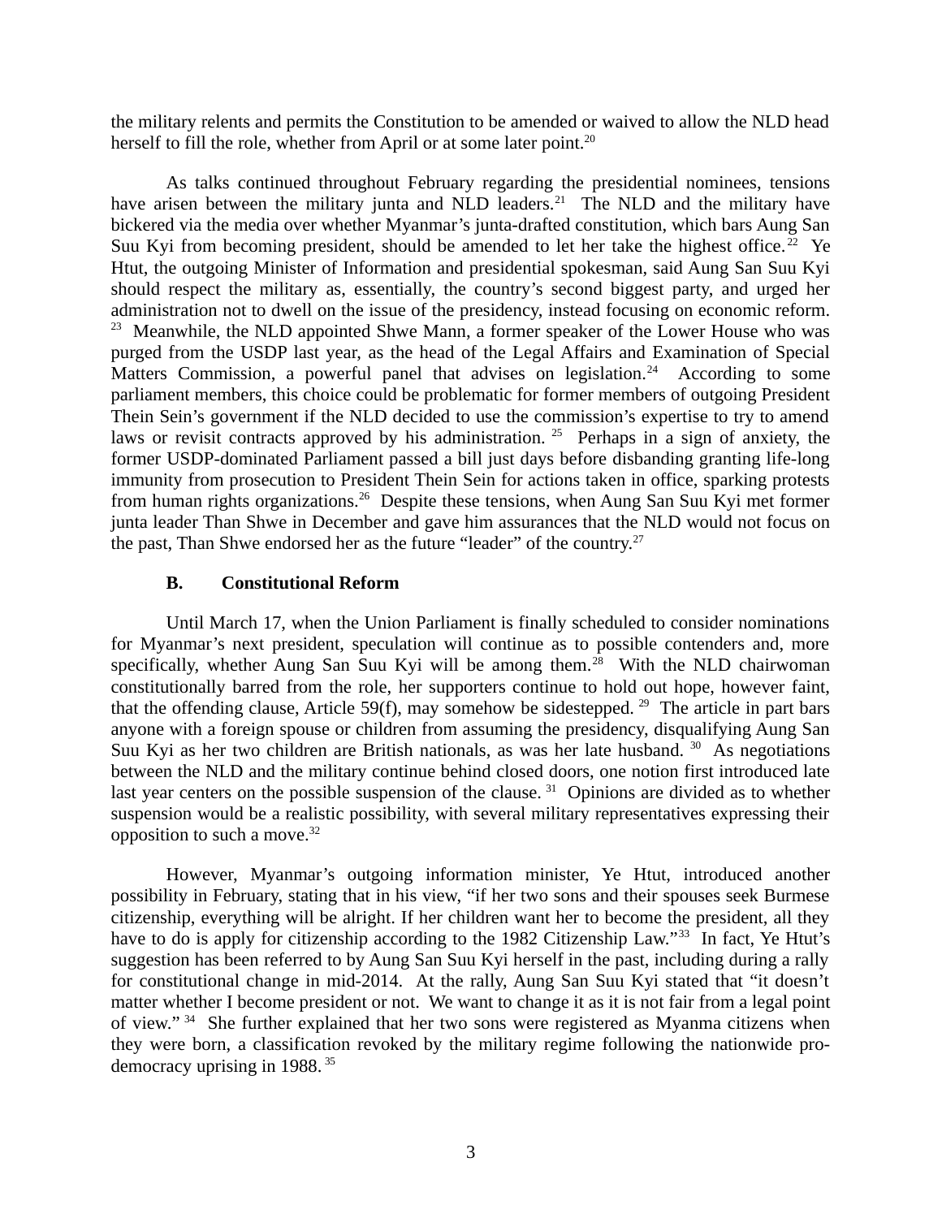the military relents and permits the Constitution to be amended or waived to allow the NLD head herself to fill the role, whether from April or at some later point.[20]

As talks continued throughout February regarding the presidential nominees, tensions have arisen between the military junta and NLD leaders.[21] The NLD and the military have bickered via the media over whether Myanmar's junta-drafted constitution, which bars Aung San Suu Kyi from becoming president, should be amended to let her take the highest office.[22] Ye Htut, the outgoing Minister of Information and presidential spokesman, said Aung San Suu Kyi should respect the military as, essentially, the country's second biggest party, and urged her administration not to dwell on the issue of the presidency, instead focusing on economic reform.[23] Meanwhile, the NLD appointed Shwe Mann, a former speaker of the Lower House who was purged from the USDP last year, as the head of the Legal Affairs and Examination of Special Matters Commission, a powerful panel that advises on legislation.[24] According to some parliament members, this choice could be problematic for former members of outgoing President Thein Sein's government if the NLD decided to use the commission's expertise to try to amend laws or revisit contracts approved by his administration.[25] Perhaps in a sign of anxiety, the former USDP-dominated Parliament passed a bill just days before disbanding granting life-long immunity from prosecution to President Thein Sein for actions taken in office, sparking protests from human rights organizations.[26] Despite these tensions, when Aung San Suu Kyi met former junta leader Than Shwe in December and gave him assurances that the NLD would not focus on the past, Than Shwe endorsed her as the future "leader" of the country.[27]

### B. Constitutional Reform

Until March 17, when the Union Parliament is finally scheduled to consider nominations for Myanmar's next president, speculation will continue as to possible contenders and, more specifically, whether Aung San Suu Kyi will be among them.[28] With the NLD chairwoman constitutionally barred from the role, her supporters continue to hold out hope, however faint, that the offending clause, Article 59(f), may somehow be sidestepped.[29] The article in part bars anyone with a foreign spouse or children from assuming the presidency, disqualifying Aung San Suu Kyi as her two children are British nationals, as was her late husband.[30] As negotiations between the NLD and the military continue behind closed doors, one notion first introduced late last year centers on the possible suspension of the clause.[31] Opinions are divided as to whether suspension would be a realistic possibility, with several military representatives expressing their opposition to such a move.[32]

However, Myanmar's outgoing information minister, Ye Htut, introduced another possibility in February, stating that in his view, "if her two sons and their spouses seek Burmese citizenship, everything will be alright. If her children want her to become the president, all they have to do is apply for citizenship according to the 1982 Citizenship Law."[33] In fact, Ye Htut's suggestion has been referred to by Aung San Suu Kyi herself in the past, including during a rally for constitutional change in mid-2014. At the rally, Aung San Suu Kyi stated that "it doesn't matter whether I become president or not. We want to change it as it is not fair from a legal point of view."[34] She further explained that her two sons were registered as Myanma citizens when they were born, a classification revoked by the military regime following the nationwide pro-democracy uprising in 1988.[35]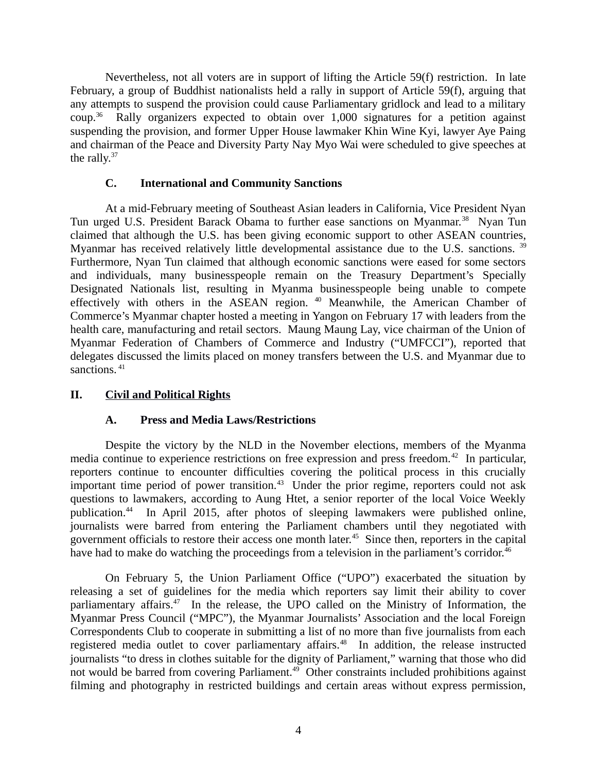Nevertheless, not all voters are in support of lifting the Article 59(f) restriction. In late February, a group of Buddhist nationalists held a rally in support of Article 59(f), arguing that any attempts to suspend the provision could cause Parliamentary gridlock and lead to a military coup.[36] Rally organizers expected to obtain over 1,000 signatures for a petition against suspending the provision, and former Upper House lawmaker Khin Wine Kyi, lawyer Aye Paing and chairman of the Peace and Diversity Party Nay Myo Wai were scheduled to give speeches at the rally.[37]

### C. International and Community Sanctions

At a mid-February meeting of Southeast Asian leaders in California, Vice President Nyan Tun urged U.S. President Barack Obama to further ease sanctions on Myanmar.[38] Nyan Tun claimed that although the U.S. has been giving economic support to other ASEAN countries, Myanmar has received relatively little developmental assistance due to the U.S. sanctions.[39] Furthermore, Nyan Tun claimed that although economic sanctions were eased for some sectors and individuals, many businesspeople remain on the Treasury Department's Specially Designated Nationals list, resulting in Myanma businesspeople being unable to compete effectively with others in the ASEAN region.[40] Meanwhile, the American Chamber of Commerce's Myanmar chapter hosted a meeting in Yangon on February 17 with leaders from the health care, manufacturing and retail sectors. Maung Maung Lay, vice chairman of the Union of Myanmar Federation of Chambers of Commerce and Industry ("UMFCCI"), reported that delegates discussed the limits placed on money transfers between the U.S. and Myanmar due to sanctions.[41]

## II. Civil and Political Rights

### A. Press and Media Laws/Restrictions

Despite the victory by the NLD in the November elections, members of the Myanma media continue to experience restrictions on free expression and press freedom.[42] In particular, reporters continue to encounter difficulties covering the political process in this crucially important time period of power transition.[43] Under the prior regime, reporters could not ask questions to lawmakers, according to Aung Htet, a senior reporter of the local Voice Weekly publication.[44] In April 2015, after photos of sleeping lawmakers were published online, journalists were barred from entering the Parliament chambers until they negotiated with government officials to restore their access one month later.[45] Since then, reporters in the capital have had to make do watching the proceedings from a television in the parliament's corridor.[46]

On February 5, the Union Parliament Office ("UPO") exacerbated the situation by releasing a set of guidelines for the media which reporters say limit their ability to cover parliamentary affairs.[47] In the release, the UPO called on the Ministry of Information, the Myanmar Press Council ("MPC"), the Myanmar Journalists' Association and the local Foreign Correspondents Club to cooperate in submitting a list of no more than five journalists from each registered media outlet to cover parliamentary affairs.[48] In addition, the release instructed journalists "to dress in clothes suitable for the dignity of Parliament," warning that those who did not would be barred from covering Parliament.[49] Other constraints included prohibitions against filming and photography in restricted buildings and certain areas without express permission,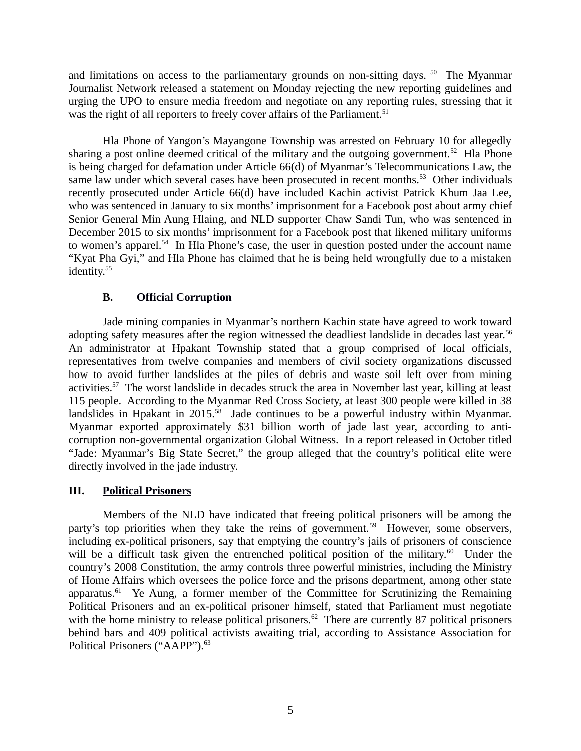and limitations on access to the parliamentary grounds on non-sitting days. [50] The Myanmar Journalist Network released a statement on Monday rejecting the new reporting guidelines and urging the UPO to ensure media freedom and negotiate on any reporting rules, stressing that it was the right of all reporters to freely cover affairs of the Parliament.[51]

Hla Phone of Yangon's Mayangone Township was arrested on February 10 for allegedly sharing a post online deemed critical of the military and the outgoing government.[52] Hla Phone is being charged for defamation under Article 66(d) of Myanmar's Telecommunications Law, the same law under which several cases have been prosecuted in recent months.[53] Other individuals recently prosecuted under Article 66(d) have included Kachin activist Patrick Khum Jaa Lee, who was sentenced in January to six months' imprisonment for a Facebook post about army chief Senior General Min Aung Hlaing, and NLD supporter Chaw Sandi Tun, who was sentenced in December 2015 to six months' imprisonment for a Facebook post that likened military uniforms to women's apparel.[54] In Hla Phone's case, the user in question posted under the account name "Kyat Pha Gyi," and Hla Phone has claimed that he is being held wrongfully due to a mistaken identity.[55]

### B. Official Corruption

Jade mining companies in Myanmar's northern Kachin state have agreed to work toward adopting safety measures after the region witnessed the deadliest landslide in decades last year.[56] An administrator at Hpakant Township stated that a group comprised of local officials, representatives from twelve companies and members of civil society organizations discussed how to avoid further landslides at the piles of debris and waste soil left over from mining activities.[57] The worst landslide in decades struck the area in November last year, killing at least 115 people. According to the Myanmar Red Cross Society, at least 300 people were killed in 38 landslides in Hpakant in 2015.[58] Jade continues to be a powerful industry within Myanmar. Myanmar exported approximately $31 billion worth of jade last year, according to anti-corruption non-governmental organization Global Witness. In a report released in October titled "Jade: Myanmar's Big State Secret," the group alleged that the country's political elite were directly involved in the jade industry.

## III. Political Prisoners

Members of the NLD have indicated that freeing political prisoners will be among the party's top priorities when they take the reins of government.[59] However, some observers, including ex-political prisoners, say that emptying the country's jails of prisoners of conscience will be a difficult task given the entrenched political position of the military.[60] Under the country's 2008 Constitution, the army controls three powerful ministries, including the Ministry of Home Affairs which oversees the police force and the prisons department, among other state apparatus.[61] Ye Aung, a former member of the Committee for Scrutinizing the Remaining Political Prisoners and an ex-political prisoner himself, stated that Parliament must negotiate with the home ministry to release political prisoners.[62] There are currently 87 political prisoners behind bars and 409 political activists awaiting trial, according to Assistance Association for Political Prisoners ("AAPP").[63]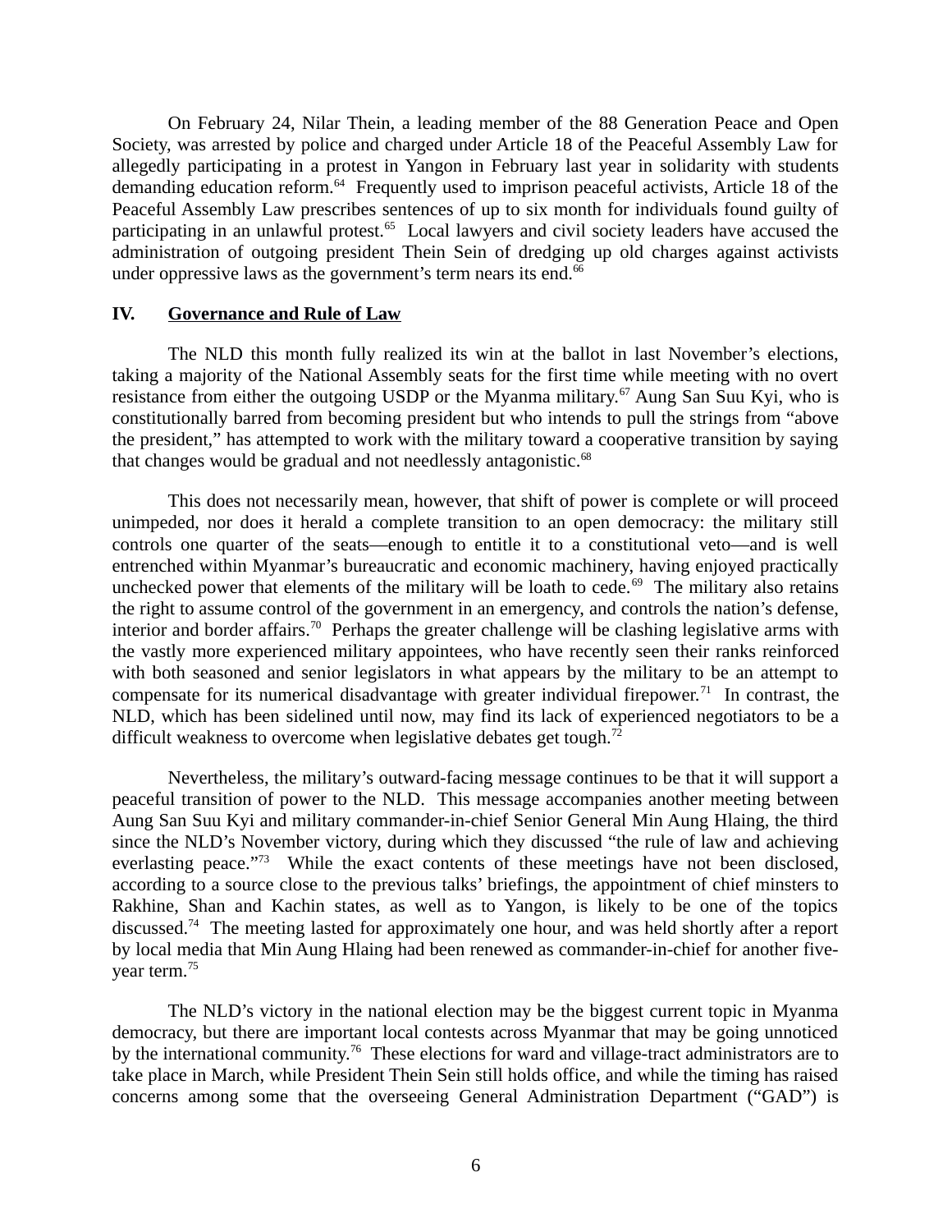On February 24, Nilar Thein, a leading member of the 88 Generation Peace and Open Society, was arrested by police and charged under Article 18 of the Peaceful Assembly Law for allegedly participating in a protest in Yangon in February last year in solidarity with students demanding education reform.[64] Frequently used to imprison peaceful activists, Article 18 of the Peaceful Assembly Law prescribes sentences of up to six month for individuals found guilty of participating in an unlawful protest.[65] Local lawyers and civil society leaders have accused the administration of outgoing president Thein Sein of dredging up old charges against activists under oppressive laws as the government's term nears its end.[66]

## IV. Governance and Rule of Law

The NLD this month fully realized its win at the ballot in last November's elections, taking a majority of the National Assembly seats for the first time while meeting with no overt resistance from either the outgoing USDP or the Myanma military.[67] Aung San Suu Kyi, who is constitutionally barred from becoming president but who intends to pull the strings from "above the president," has attempted to work with the military toward a cooperative transition by saying that changes would be gradual and not needlessly antagonistic.[68]

This does not necessarily mean, however, that shift of power is complete or will proceed unimpeded, nor does it herald a complete transition to an open democracy: the military still controls one quarter of the seats—enough to entitle it to a constitutional veto—and is well entrenched within Myanmar's bureaucratic and economic machinery, having enjoyed practically unchecked power that elements of the military will be loath to cede.[69] The military also retains the right to assume control of the government in an emergency, and controls the nation's defense, interior and border affairs.[70] Perhaps the greater challenge will be clashing legislative arms with the vastly more experienced military appointees, who have recently seen their ranks reinforced with both seasoned and senior legislators in what appears by the military to be an attempt to compensate for its numerical disadvantage with greater individual firepower.[71] In contrast, the NLD, which has been sidelined until now, may find its lack of experienced negotiators to be a difficult weakness to overcome when legislative debates get tough.[72]

Nevertheless, the military's outward-facing message continues to be that it will support a peaceful transition of power to the NLD. This message accompanies another meeting between Aung San Suu Kyi and military commander-in-chief Senior General Min Aung Hlaing, the third since the NLD's November victory, during which they discussed "the rule of law and achieving everlasting peace."[73] While the exact contents of these meetings have not been disclosed, according to a source close to the previous talks' briefings, the appointment of chief minsters to Rakhine, Shan and Kachin states, as well as to Yangon, is likely to be one of the topics discussed.[74] The meeting lasted for approximately one hour, and was held shortly after a report by local media that Min Aung Hlaing had been renewed as commander-in-chief for another five-year term.[75]

The NLD's victory in the national election may be the biggest current topic in Myanma democracy, but there are important local contests across Myanmar that may be going unnoticed by the international community.[76] These elections for ward and village-tract administrators are to take place in March, while President Thein Sein still holds office, and while the timing has raised concerns among some that the overseeing General Administration Department ("GAD") is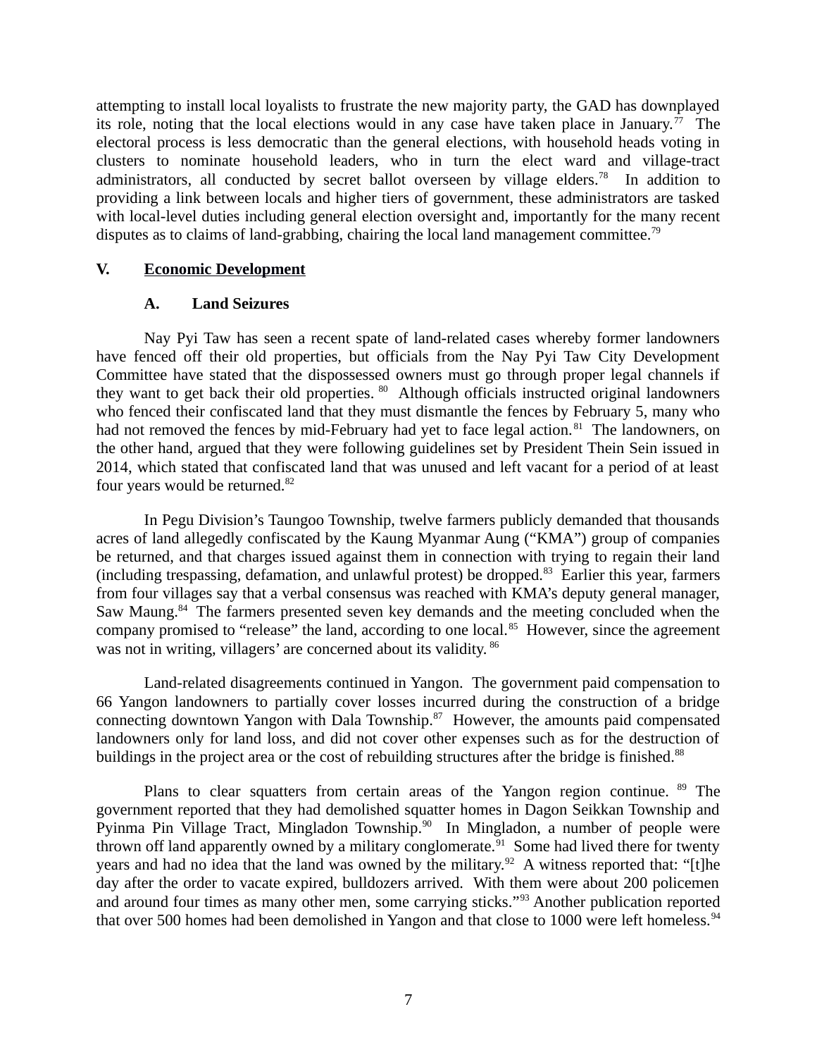attempting to install local loyalists to frustrate the new majority party, the GAD has downplayed its role, noting that the local elections would in any case have taken place in January.[77] The electoral process is less democratic than the general elections, with household heads voting in clusters to nominate household leaders, who in turn the elect ward and village-tract administrators, all conducted by secret ballot overseen by village elders.[78] In addition to providing a link between locals and higher tiers of government, these administrators are tasked with local-level duties including general election oversight and, importantly for the many recent disputes as to claims of land-grabbing, chairing the local land management committee.[79]

## V. <u>Economic Development</u>

### A. Land Seizures

Nay Pyi Taw has seen a recent spate of land-related cases whereby former landowners have fenced off their old properties, but officials from the Nay Pyi Taw City Development Committee have stated that the dispossessed owners must go through proper legal channels if they want to get back their old properties.[80] Although officials instructed original landowners who fenced their confiscated land that they must dismantle the fences by February 5, many who had not removed the fences by mid-February had yet to face legal action.[81] The landowners, on the other hand, argued that they were following guidelines set by President Thein Sein issued in 2014, which stated that confiscated land that was unused and left vacant for a period of at least four years would be returned.[82]

In Pegu Division's Taungoo Township, twelve farmers publicly demanded that thousands acres of land allegedly confiscated by the Kaung Myanmar Aung ("KMA") group of companies be returned, and that charges issued against them in connection with trying to regain their land (including trespassing, defamation, and unlawful protest) be dropped.[83] Earlier this year, farmers from four villages say that a verbal consensus was reached with KMA's deputy general manager, Saw Maung.[84] The farmers presented seven key demands and the meeting concluded when the company promised to "release" the land, according to one local.[85] However, since the agreement was not in writing, villagers' are concerned about its validity.[86]

Land-related disagreements continued in Yangon. The government paid compensation to 66 Yangon landowners to partially cover losses incurred during the construction of a bridge connecting downtown Yangon with Dala Township.[87] However, the amounts paid compensated landowners only for land loss, and did not cover other expenses such as for the destruction of buildings in the project area or the cost of rebuilding structures after the bridge is finished.[88]

Plans to clear squatters from certain areas of the Yangon region continue.[89] The government reported that they had demolished squatter homes in Dagon Seikkan Township and Pyinma Pin Village Tract, Mingladon Township.[90] In Mingladon, a number of people were thrown off land apparently owned by a military conglomerate.[91] Some had lived there for twenty years and had no idea that the land was owned by the military.[92] A witness reported that: "[t]he day after the order to vacate expired, bulldozers arrived. With them were about 200 policemen and around four times as many other men, some carrying sticks."[93] Another publication reported that over 500 homes had been demolished in Yangon and that close to 1000 were left homeless.[94]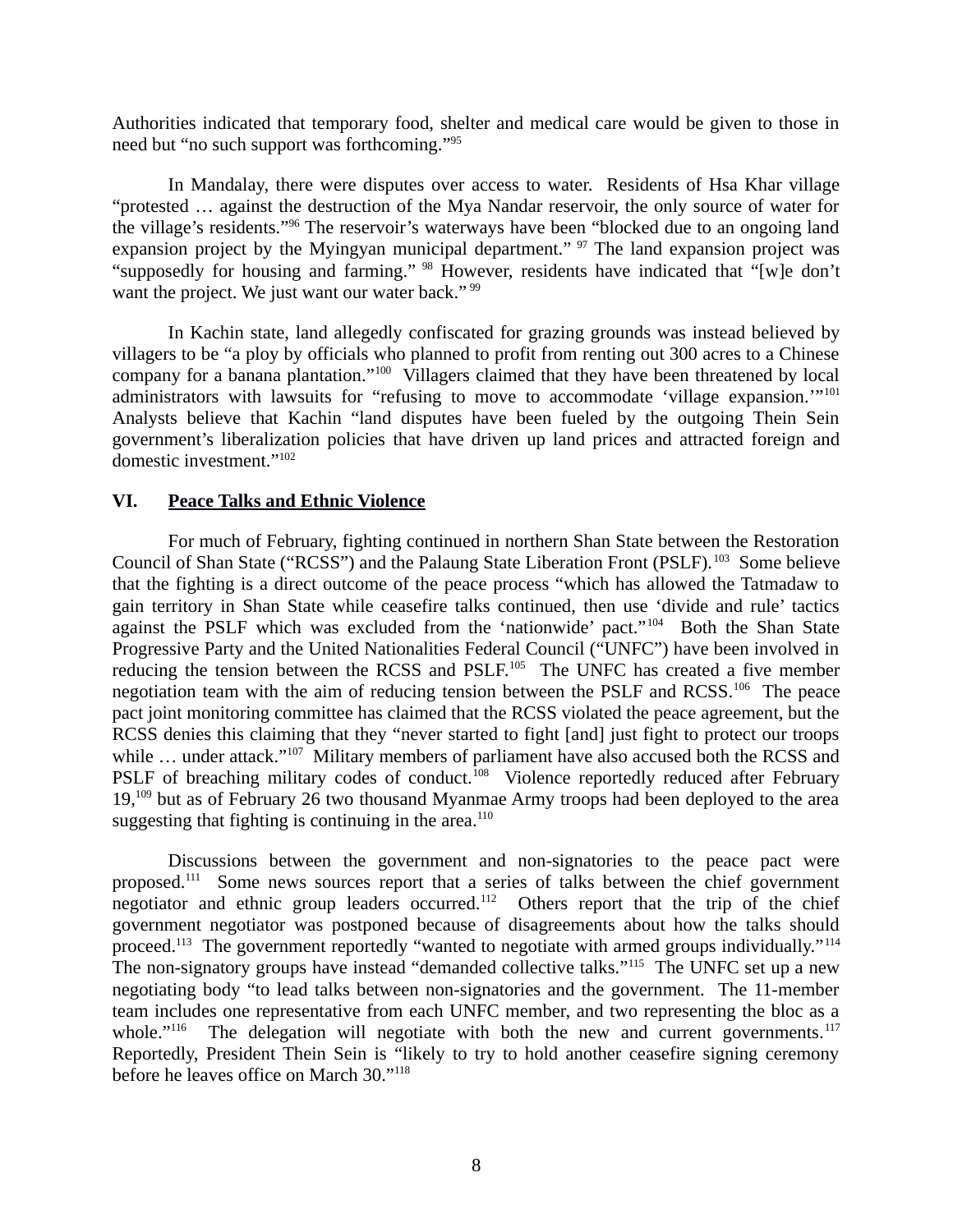Authorities indicated that temporary food, shelter and medical care would be given to those in need but "no such support was forthcoming."[95]

In Mandalay, there were disputes over access to water. Residents of Hsa Khar village "protested … against the destruction of the Mya Nandar reservoir, the only source of water for the village's residents."[96] The reservoir's waterways have been "blocked due to an ongoing land expansion project by the Myingyan municipal department." [97] The land expansion project was "supposedly for housing and farming." [98] However, residents have indicated that "[w]e don't want the project. We just want our water back." [99]

In Kachin state, land allegedly confiscated for grazing grounds was instead believed by villagers to be "a ploy by officials who planned to profit from renting out 300 acres to a Chinese company for a banana plantation."[100] Villagers claimed that they have been threatened by local administrators with lawsuits for "refusing to move to accommodate 'village expansion.'"[101] Analysts believe that Kachin "land disputes have been fueled by the outgoing Thein Sein government's liberalization policies that have driven up land prices and attracted foreign and domestic investment."[102]

## VI. Peace Talks and Ethnic Violence

For much of February, fighting continued in northern Shan State between the Restoration Council of Shan State ("RCSS") and the Palaung State Liberation Front (PSLF).[103] Some believe that the fighting is a direct outcome of the peace process "which has allowed the Tatmadaw to gain territory in Shan State while ceasefire talks continued, then use 'divide and rule' tactics against the PSLF which was excluded from the 'nationwide' pact."[104] Both the Shan State Progressive Party and the United Nationalities Federal Council ("UNFC") have been involved in reducing the tension between the RCSS and PSLF.[105] The UNFC has created a five member negotiation team with the aim of reducing tension between the PSLF and RCSS.[106] The peace pact joint monitoring committee has claimed that the RCSS violated the peace agreement, but the RCSS denies this claiming that they "never started to fight [and] just fight to protect our troops while … under attack."[107] Military members of parliament have also accused both the RCSS and PSLF of breaching military codes of conduct.[108] Violence reportedly reduced after February 19,[109] but as of February 26 two thousand Myanmae Army troops had been deployed to the area suggesting that fighting is continuing in the area.[110]

Discussions between the government and non-signatories to the peace pact were proposed.[111] Some news sources report that a series of talks between the chief government negotiator and ethnic group leaders occurred.[112] Others report that the trip of the chief government negotiator was postponed because of disagreements about how the talks should proceed.[113] The government reportedly "wanted to negotiate with armed groups individually."[114] The non-signatory groups have instead "demanded collective talks."[115] The UNFC set up a new negotiating body "to lead talks between non-signatories and the government. The 11-member team includes one representative from each UNFC member, and two representing the bloc as a whole."[116] The delegation will negotiate with both the new and current governments.[117] Reportedly, President Thein Sein is "likely to try to hold another ceasefire signing ceremony before he leaves office on March 30."[118]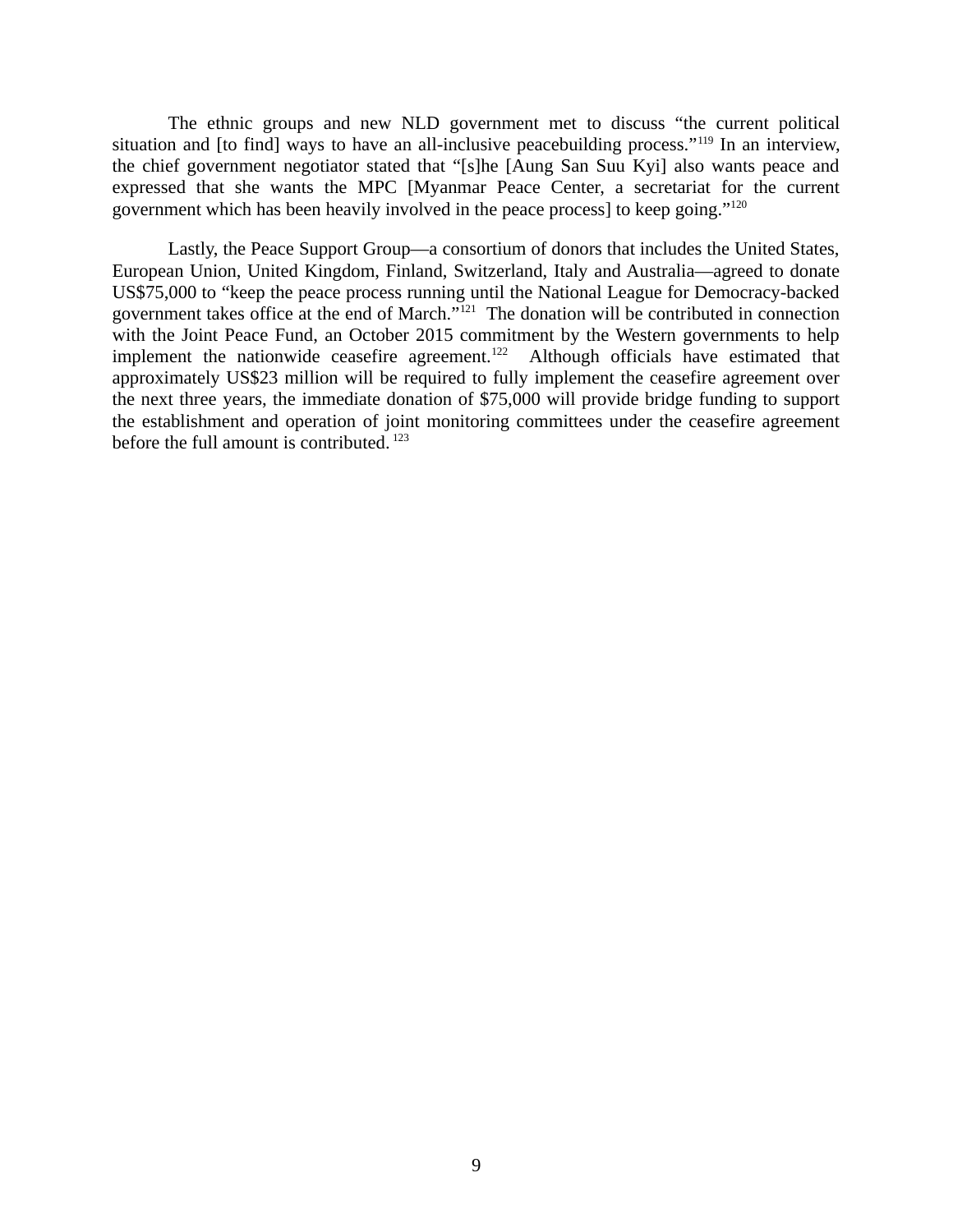The ethnic groups and new NLD government met to discuss "the current political situation and [to find] ways to have an all-inclusive peacebuilding process."[119] In an interview, the chief government negotiator stated that "[s]he [Aung San Suu Kyi] also wants peace and expressed that she wants the MPC [Myanmar Peace Center, a secretariat for the current government which has been heavily involved in the peace process] to keep going."[120]

Lastly, the Peace Support Group—a consortium of donors that includes the United States, European Union, United Kingdom, Finland, Switzerland, Italy and Australia—agreed to donate US$75,000 to "keep the peace process running until the National League for Democracy-backed government takes office at the end of March."[121] The donation will be contributed in connection with the Joint Peace Fund, an October 2015 commitment by the Western governments to help implement the nationwide ceasefire agreement.[122] Although officials have estimated that approximately US$23 million will be required to fully implement the ceasefire agreement over the next three years, the immediate donation of $75,000 will provide bridge funding to support the establishment and operation of joint monitoring committees under the ceasefire agreement before the full amount is contributed.[123]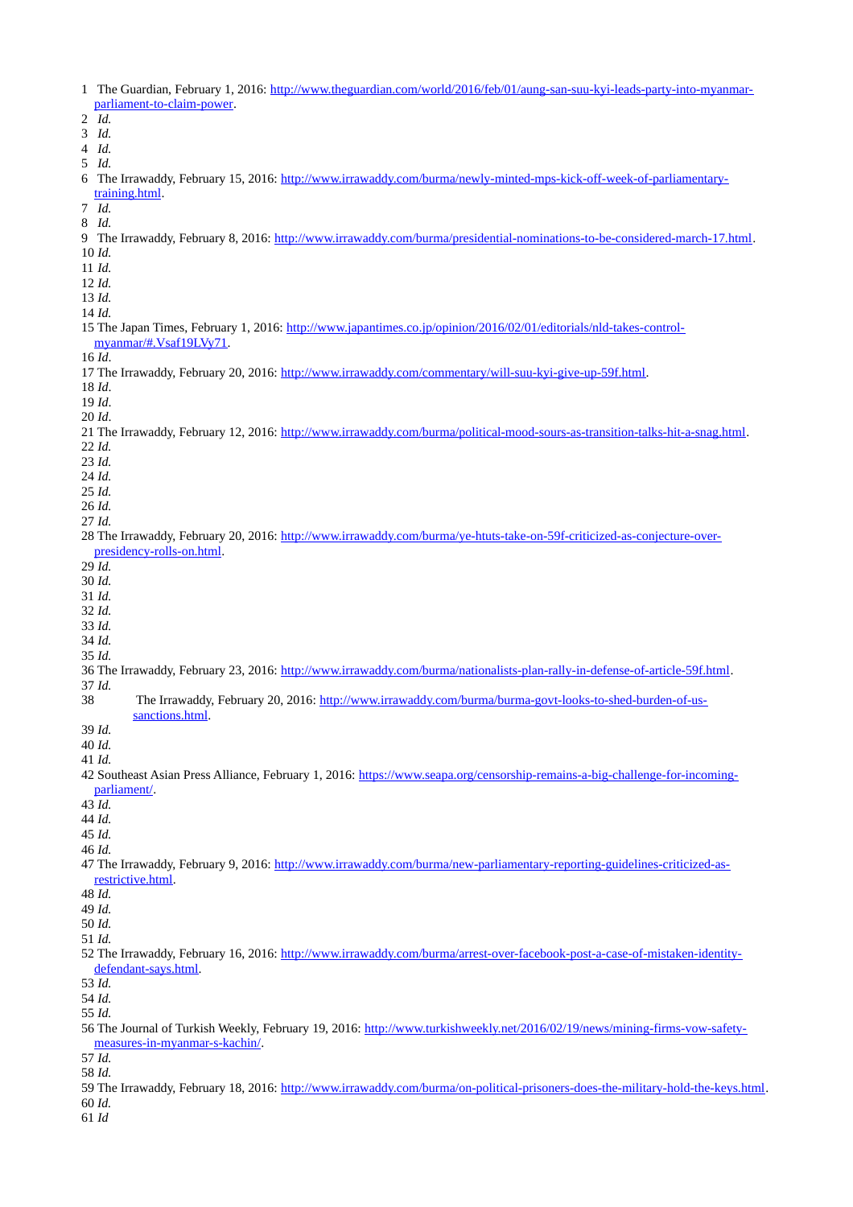1 The Guardian, February 1, 2016: http://www.theguardian.com/world/2016/feb/01/aung-san-suu-kyi-leads-party-into-myanmar-parliament-to-claim-power.
2 *Id.*
3 *Id.*
4 *Id.*
5 *Id.*
6 The Irrawaddy, February 15, 2016: http://www.irrawaddy.com/burma/newly-minted-mps-kick-off-week-of-parliamentary-training.html.
7 *Id.*
8 *Id.*
9 The Irrawaddy, February 8, 2016: http://www.irrawaddy.com/burma/presidential-nominations-to-be-considered-march-17.html.
10 *Id.*
11 *Id.*
12 *Id.*
13 *Id.*
14 *Id.*
15 The Japan Times, February 1, 2016: http://www.japantimes.co.jp/opinion/2016/02/01/editorials/nld-takes-control-myanmar/#.Vsaf19LVy71.
16 *Id*.
17 The Irrawaddy, February 20, 2016: http://www.irrawaddy.com/commentary/will-suu-kyi-give-up-59f.html.
18 *Id*.
19 *Id*.
20 *Id*.
21 The Irrawaddy, February 12, 2016: http://www.irrawaddy.com/burma/political-mood-sours-as-transition-talks-hit-a-snag.html.
22 *Id.*
23 *Id.*
24 *Id.*
25 *Id.*
26 *Id.*
27 *Id.*
28 The Irrawaddy, February 20, 2016: http://www.irrawaddy.com/burma/ye-htuts-take-on-59f-criticized-as-conjecture-over-presidency-rolls-on.html.
29 *Id.*
30 *Id.*
31 *Id.*
32 *Id.*
33 *Id.*
34 *Id.*
35 *Id.*
36 The Irrawaddy, February 23, 2016: http://www.irrawaddy.com/burma/nationalists-plan-rally-in-defense-of-article-59f.html.
37 *Id.*
38 The Irrawaddy, February 20, 2016: http://www.irrawaddy.com/burma/burma-govt-looks-to-shed-burden-of-us-sanctions.html.
39 *Id.*
40 *Id.*
41 *Id.*
42 Southeast Asian Press Alliance, February 1, 2016: https://www.seapa.org/censorship-remains-a-big-challenge-for-incoming-parliament/.
43 *Id.*
44 *Id.*
45 *Id.*
46 *Id.*
47 The Irrawaddy, February 9, 2016: http://www.irrawaddy.com/burma/new-parliamentary-reporting-guidelines-criticized-as-restrictive.html.
48 *Id.*
49 *Id.*
50 *Id.*
51 *Id.*
52 The Irrawaddy, February 16, 2016: http://www.irrawaddy.com/burma/arrest-over-facebook-post-a-case-of-mistaken-identity-defendant-says.html.
53 *Id.*
54 *Id.*
55 *Id.*
56 The Journal of Turkish Weekly, February 19, 2016: http://www.turkishweekly.net/2016/02/19/news/mining-firms-vow-safety-measures-in-myanmar-s-kachin/.
57 *Id.*
58 *Id.*
59 The Irrawaddy, February 18, 2016: http://www.irrawaddy.com/burma/on-political-prisoners-does-the-military-hold-the-keys.html.
60 *Id.*
61 *Id*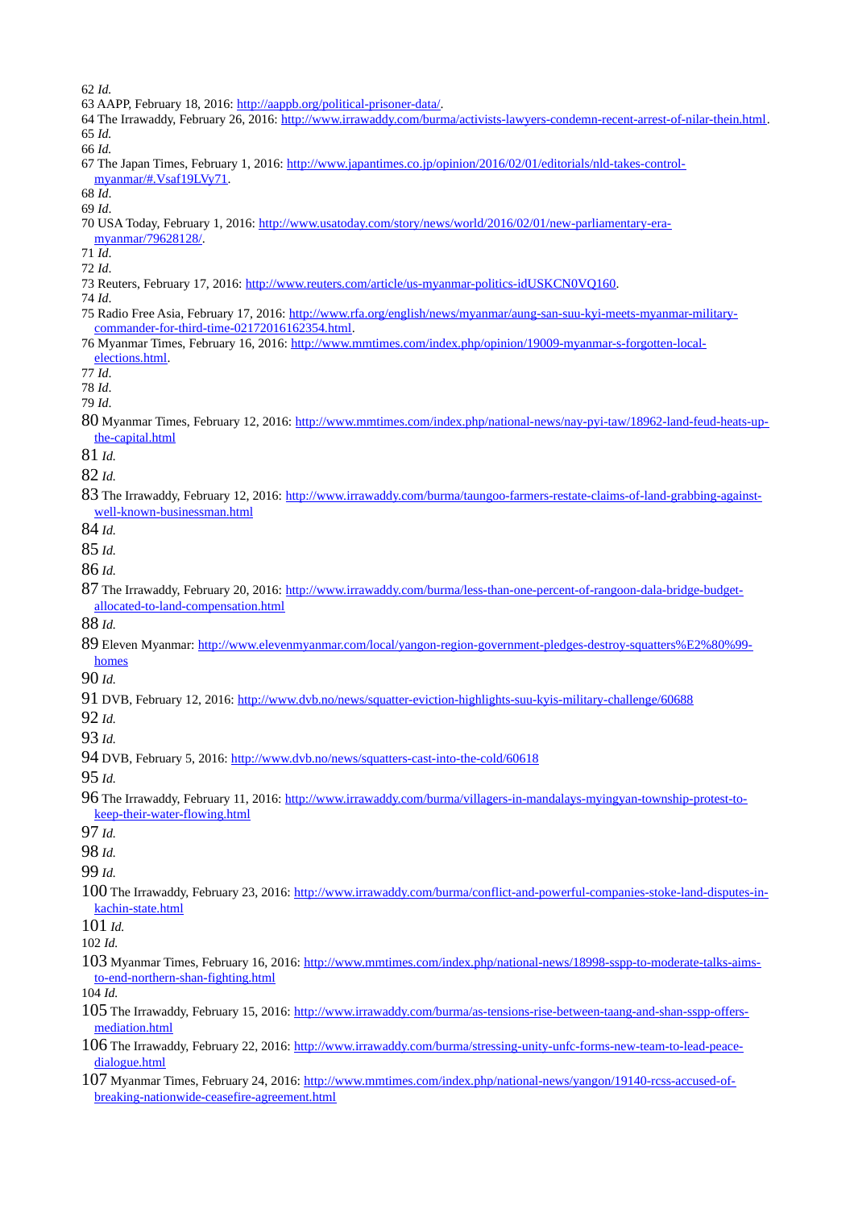62 *Id.*
63 AAPP, February 18, 2016: http://aappb.org/political-prisoner-data/.
64 The Irrawaddy, February 26, 2016: http://www.irrawaddy.com/burma/activists-lawyers-condemn-recent-arrest-of-nilar-thein.html.
65 *Id.*
66 *Id.*
67 The Japan Times, February 1, 2016: http://www.japantimes.co.jp/opinion/2016/02/01/editorials/nld-takes-control-myanmar/#.Vsaf19LVy71.
68 *Id.*
69 *Id.*
70 USA Today, February 1, 2016: http://www.usatoday.com/story/news/world/2016/02/01/new-parliamentary-era-myanmar/79628128/.
71 *Id.*
72 *Id.*
73 Reuters, February 17, 2016: http://www.reuters.com/article/us-myanmar-politics-idUSKCN0VQ160.
74 *Id.*
75 Radio Free Asia, February 17, 2016: http://www.rfa.org/english/news/myanmar/aung-san-suu-kyi-meets-myanmar-military-commander-for-third-time-02172016162354.html.
76 Myanmar Times, February 16, 2016: http://www.mmtimes.com/index.php/opinion/19009-myanmar-s-forgotten-local-elections.html.
77 *Id.*
78 *Id.*
79 *Id.*
80 Myanmar Times, February 12, 2016: http://www.mmtimes.com/index.php/national-news/nay-pyi-taw/18962-land-feud-heats-up-the-capital.html
81 *Id.*
82 *Id.*
83 The Irrawaddy, February 12, 2016: http://www.irrawaddy.com/burma/taungoo-farmers-restate-claims-of-land-grabbing-against-well-known-businessman.html
84 *Id.*
85 *Id.*
86 *Id.*
87 The Irrawaddy, February 20, 2016: http://www.irrawaddy.com/burma/less-than-one-percent-of-rangoon-dala-bridge-budget-allocated-to-land-compensation.html
88 *Id.*
89 Eleven Myanmar: http://www.elevenmyanmar.com/local/yangon-region-government-pledges-destroy-squatters%E2%80%99-homes
90 *Id.*
91 DVB, February 12, 2016: http://www.dvb.no/news/squatter-eviction-highlights-suu-kyis-military-challenge/60688
92 *Id.*
93 *Id.*
94 DVB, February 5, 2016: http://www.dvb.no/news/squatters-cast-into-the-cold/60618
95 *Id.*
96 The Irrawaddy, February 11, 2016: http://www.irrawaddy.com/burma/villagers-in-mandalays-myingyan-township-protest-to-keep-their-water-flowing.html
97 *Id.*
98 *Id.*
99 *Id.*
100 The Irrawaddy, February 23, 2016: http://www.irrawaddy.com/burma/conflict-and-powerful-companies-stoke-land-disputes-in-kachin-state.html
101 *Id.*
102 *Id.*
103 Myanmar Times, February 16, 2016: http://www.mmtimes.com/index.php/national-news/18998-sspp-to-moderate-talks-aims-to-end-northern-shan-fighting.html
104 *Id.*
105 The Irrawaddy, February 15, 2016: http://www.irrawaddy.com/burma/as-tensions-rise-between-taang-and-shan-sspp-offers-mediation.html
106 The Irrawaddy, February 22, 2016: http://www.irrawaddy.com/burma/stressing-unity-unfc-forms-new-team-to-lead-peace-dialogue.html
107 Myanmar Times, February 24, 2016: http://www.mmtimes.com/index.php/national-news/yangon/19140-rcss-accused-of-breaking-nationwide-ceasefire-agreement.html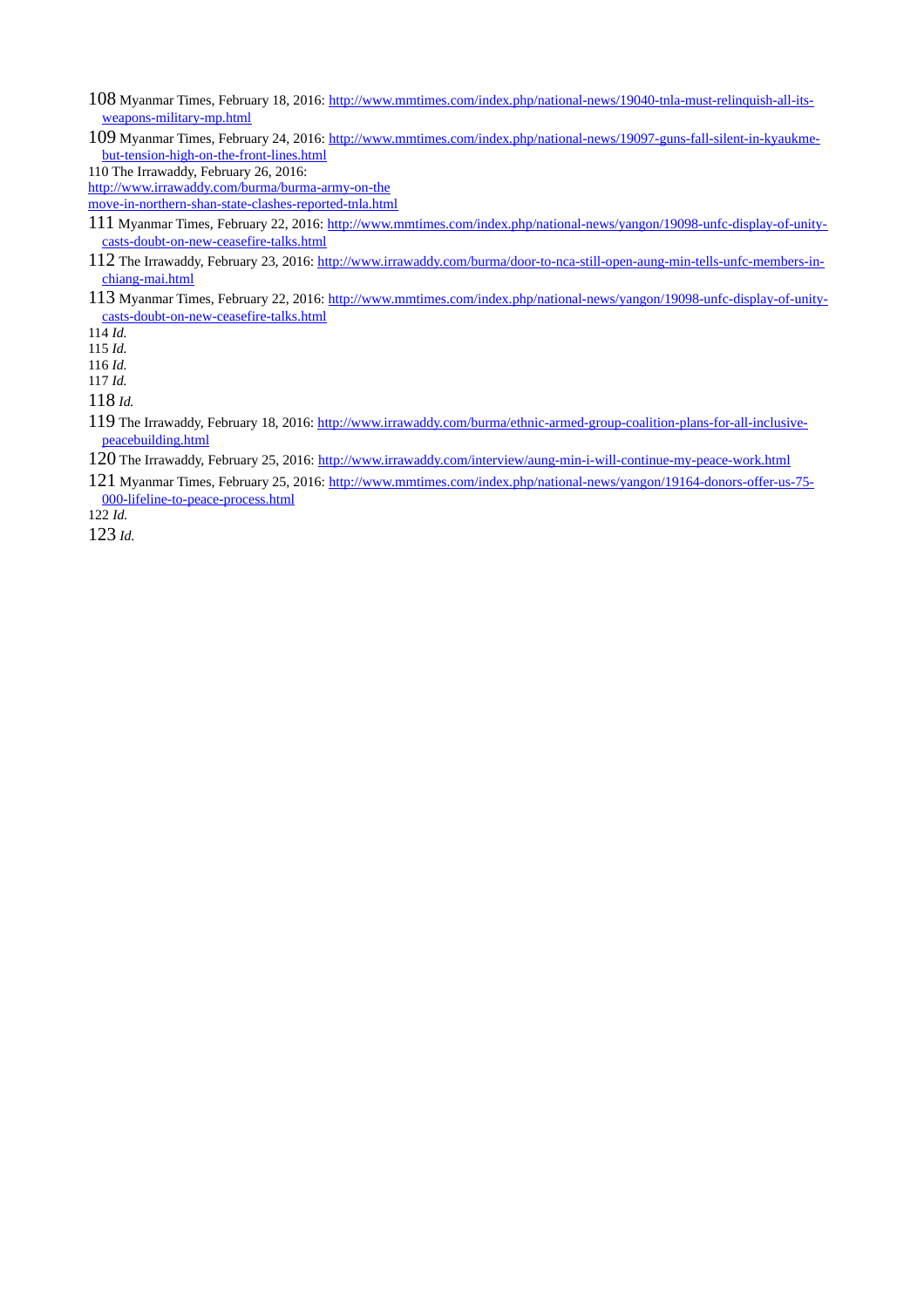108 Myanmar Times, February 18, 2016: http://www.mmtimes.com/index.php/national-news/19040-tnla-must-relinquish-all-its-weapons-military-mp.html

109 Myanmar Times, February 24, 2016: http://www.mmtimes.com/index.php/national-news/19097-guns-fall-silent-in-kyaukme-but-tension-high-on-the-front-lines.html

110 The Irrawaddy, February 26, 2016: http://www.irrawaddy.com/burma/burma-army-on-the move-in-northern-shan-state-clashes-reported-tnla.html

111 Myanmar Times, February 22, 2016: http://www.mmtimes.com/index.php/national-news/yangon/19098-unfc-display-of-unity-casts-doubt-on-new-ceasefire-talks.html

112 The Irrawaddy, February 23, 2016: http://www.irrawaddy.com/burma/door-to-nca-still-open-aung-min-tells-unfc-members-in-chiang-mai.html

113 Myanmar Times, February 22, 2016: http://www.mmtimes.com/index.php/national-news/yangon/19098-unfc-display-of-unity-casts-doubt-on-new-ceasefire-talks.html

114 *Id.*

115 *Id.*

116 *Id.*

117 *Id.*

118 *Id.*

119 The Irrawaddy, February 18, 2016: http://www.irrawaddy.com/burma/ethnic-armed-group-coalition-plans-for-all-inclusive-peacebuilding.html

120 The Irrawaddy, February 25, 2016: http://www.irrawaddy.com/interview/aung-min-i-will-continue-my-peace-work.html

121 Myanmar Times, February 25, 2016: http://www.mmtimes.com/index.php/national-news/yangon/19164-donors-offer-us-75-000-lifeline-to-peace-process.html

122 *Id.*

123 *Id.*